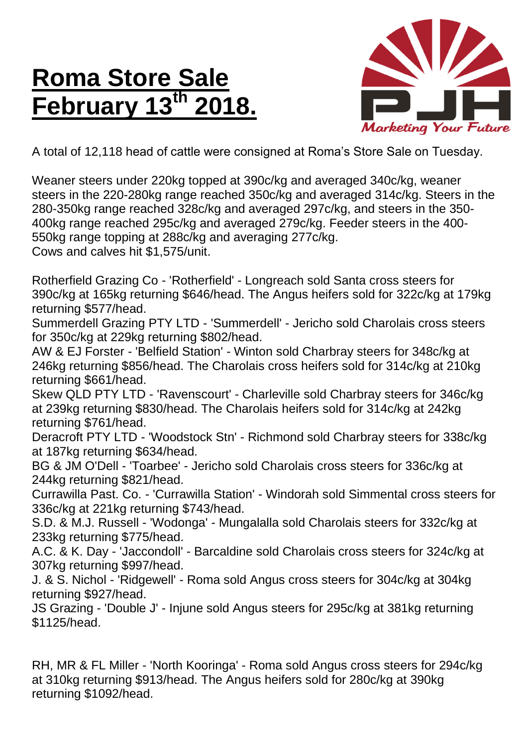# Roma Store Sale February 13th 2018.

A total of 12,118 head of cattle were consigned at Roma's Store Sale on Tuesday.

Weaner steers under 220kg topped at 390c/kg and averaged 340c/kg, weaner steers in the 220-280kg range reached 350c/kg and averaged 314c/kg. Steers in the 280-350kg range reached 328c/kg and averaged 297c/kg, and steers in the 350-400kg range reached 295c/kg and averaged 279c/kg. Feeder steers in the 400-550kg range topping at 288c/kg and averaging 277c/kg.
Cows and calves hit $1,575/unit.

Rotherfield Grazing Co - 'Rotherfield' - Longreach sold Santa cross steers for 390c/kg at 165kg returning $646/head. The Angus heifers sold for 322c/kg at 179kg returning $577/head.
Summerdell Grazing PTY LTD - 'Summerdell' - Jericho sold Charolais cross steers for 350c/kg at 229kg returning $802/head.
AW & EJ Forster - 'Belfield Station' - Winton sold Charbray steers for 348c/kg at 246kg returning $856/head. The Charolais cross heifers sold for 314c/kg at 210kg returning $661/head.
Skew QLD PTY LTD - 'Ravenscourt' - Charleville sold Charbray steers for 346c/kg at 239kg returning $830/head. The Charolais heifers sold for 314c/kg at 242kg returning $761/head.
Deracroft PTY LTD - 'Woodstock Stn' - Richmond sold Charbray steers for 338c/kg at 187kg returning $634/head.
BG & JM O'Dell - 'Toarbee' - Jericho sold Charolais cross steers for 336c/kg at 244kg returning $821/head.
Currawilla Past. Co. - 'Currawilla Station' - Windorah sold Simmental cross steers for 336c/kg at 221kg returning $743/head.
S.D. & M.J. Russell - 'Wodonga' - Mungalalla sold Charolais steers for 332c/kg at 233kg returning $775/head.
A.C. & K. Day - 'Jaccondoll' - Barcaldine sold Charolais cross steers for 324c/kg at 307kg returning $997/head.
J. & S. Nichol - 'Ridgewell' - Roma sold Angus cross steers for 304c/kg at 304kg returning $927/head.
JS Grazing - 'Double J' - Injune sold Angus steers for 295c/kg at 381kg returning $1125/head.

RH, MR & FL Miller - 'North Kooringa' - Roma sold Angus cross steers for 294c/kg at 310kg returning $913/head. The Angus heifers sold for 280c/kg at 390kg returning $1092/head.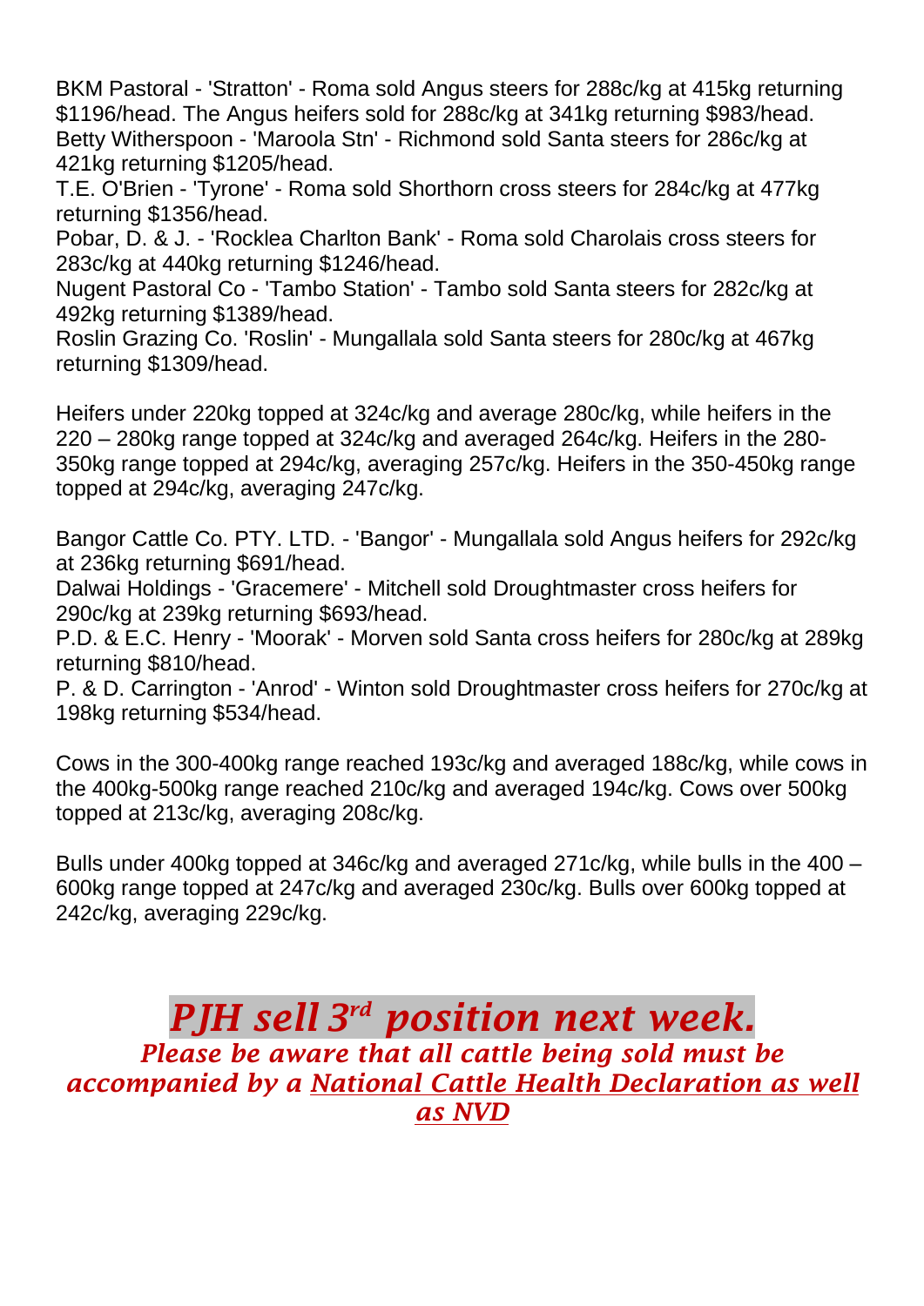BKM Pastoral - 'Stratton' - Roma sold Angus steers for 288c/kg at 415kg returning $1196/head. The Angus heifers sold for 288c/kg at 341kg returning $983/head.
Betty Witherspoon - 'Maroola Stn' - Richmond sold Santa steers for 286c/kg at 421kg returning $1205/head.
T.E. O'Brien - 'Tyrone' - Roma sold Shorthorn cross steers for 284c/kg at 477kg returning $1356/head.
Pobar, D. & J. - 'Rocklea Charlton Bank' - Roma sold Charolais cross steers for 283c/kg at 440kg returning $1246/head.
Nugent Pastoral Co - 'Tambo Station' - Tambo sold Santa steers for 282c/kg at 492kg returning $1389/head.
Roslin Grazing Co. 'Roslin' - Mungallala sold Santa steers for 280c/kg at 467kg returning $1309/head.

Heifers under 220kg topped at 324c/kg and average 280c/kg, while heifers in the 220 – 280kg range topped at 324c/kg and averaged 264c/kg. Heifers in the 280-350kg range topped at 294c/kg, averaging 257c/kg. Heifers in the 350-450kg range topped at 294c/kg, averaging 247c/kg.

Bangor Cattle Co. PTY. LTD. - 'Bangor' - Mungallala sold Angus heifers for 292c/kg at 236kg returning $691/head.
Dalwai Holdings - 'Gracemere' - Mitchell sold Droughtmaster cross heifers for 290c/kg at 239kg returning $693/head.
P.D. & E.C. Henry - 'Moorak' - Morven sold Santa cross heifers for 280c/kg at 289kg returning $810/head.
P. & D. Carrington - 'Anrod' - Winton sold Droughtmaster cross heifers for 270c/kg at 198kg returning $534/head.

Cows in the 300-400kg range reached 193c/kg and averaged 188c/kg, while cows in the 400kg-500kg range reached 210c/kg and averaged 194c/kg. Cows over 500kg topped at 213c/kg, averaging 208c/kg.

Bulls under 400kg topped at 346c/kg and averaged 271c/kg, while bulls in the 400 – 600kg range topped at 247c/kg and averaged 230c/kg. Bulls over 600kg topped at 242c/kg, averaging 229c/kg.

## *PJH sell 3rd position next week.*

***Please be aware that all cattle being sold must be accompanied by a National Cattle Health Declaration as well as NVD***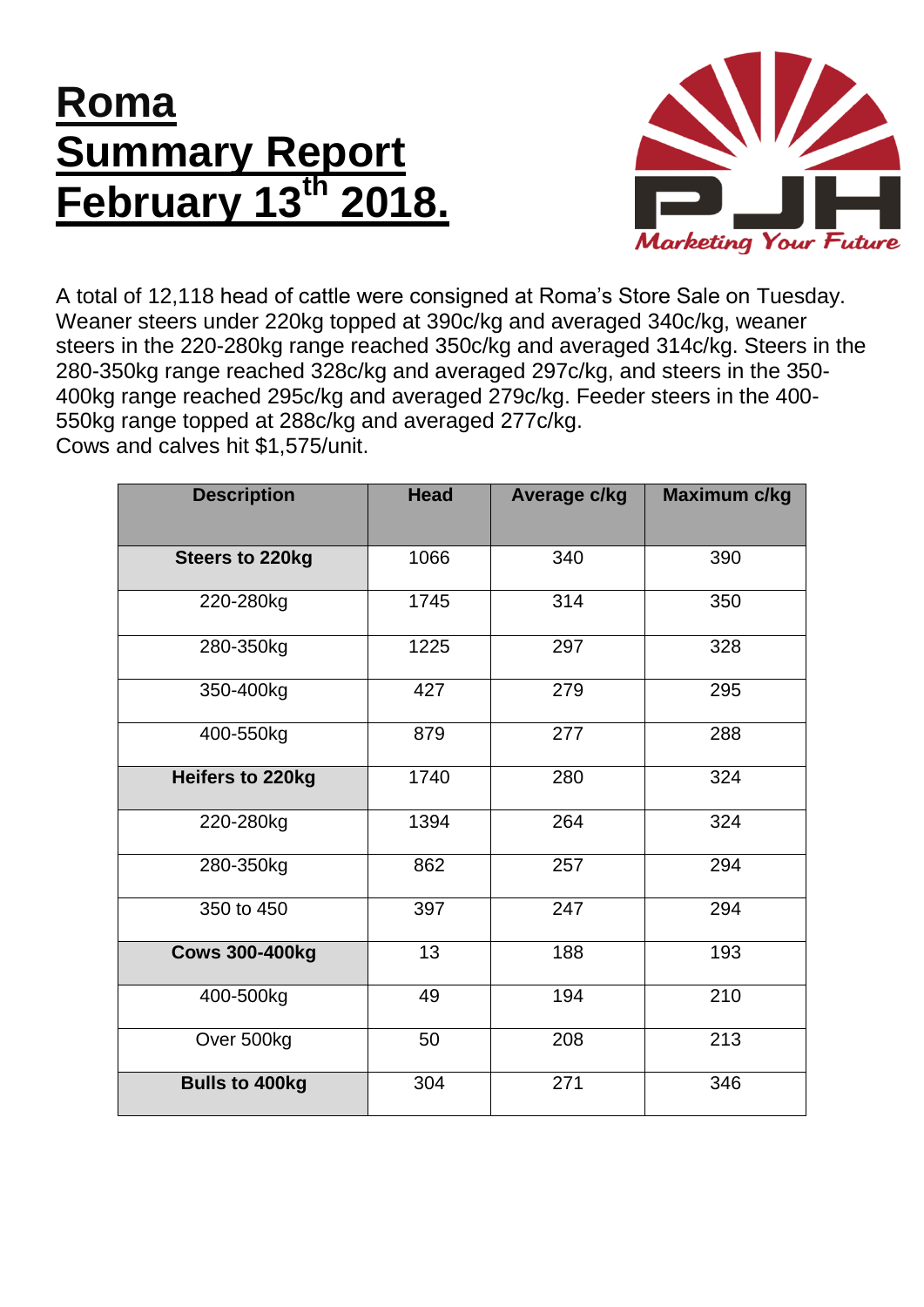# Roma Summary Report February 13th 2018.

Marketing Your Future

A total of 12,118 head of cattle were consigned at Roma's Store Sale on Tuesday. Weaner steers under 220kg topped at 390c/kg and averaged 340c/kg, weaner steers in the 220-280kg range reached 350c/kg and averaged 314c/kg. Steers in the 280-350kg range reached 328c/kg and averaged 297c/kg, and steers in the 350-400kg range reached 295c/kg and averaged 279c/kg. Feeder steers in the 400-550kg range topped at 288c/kg and averaged 277c/kg.
Cows and calves hit $1,575/unit.

| Description | Head | Average c/kg | Maximum c/kg |
|---|---|---|---|
| **Steers to 220kg** | 1066 | 340 | 390 |
| 220-280kg | 1745 | 314 | 350 |
| 280-350kg | 1225 | 297 | 328 |
| 350-400kg | 427 | 279 | 295 |
| 400-550kg | 879 | 277 | 288 |
| **Heifers to 220kg** | 1740 | 280 | 324 |
| 220-280kg | 1394 | 264 | 324 |
| 280-350kg | 862 | 257 | 294 |
| 350 to 450 | 397 | 247 | 294 |
| **Cows 300-400kg** | 13 | 188 | 193 |
| 400-500kg | 49 | 194 | 210 |
| Over 500kg | 50 | 208 | 213 |
| **Bulls to 400kg** | 304 | 271 | 346 |